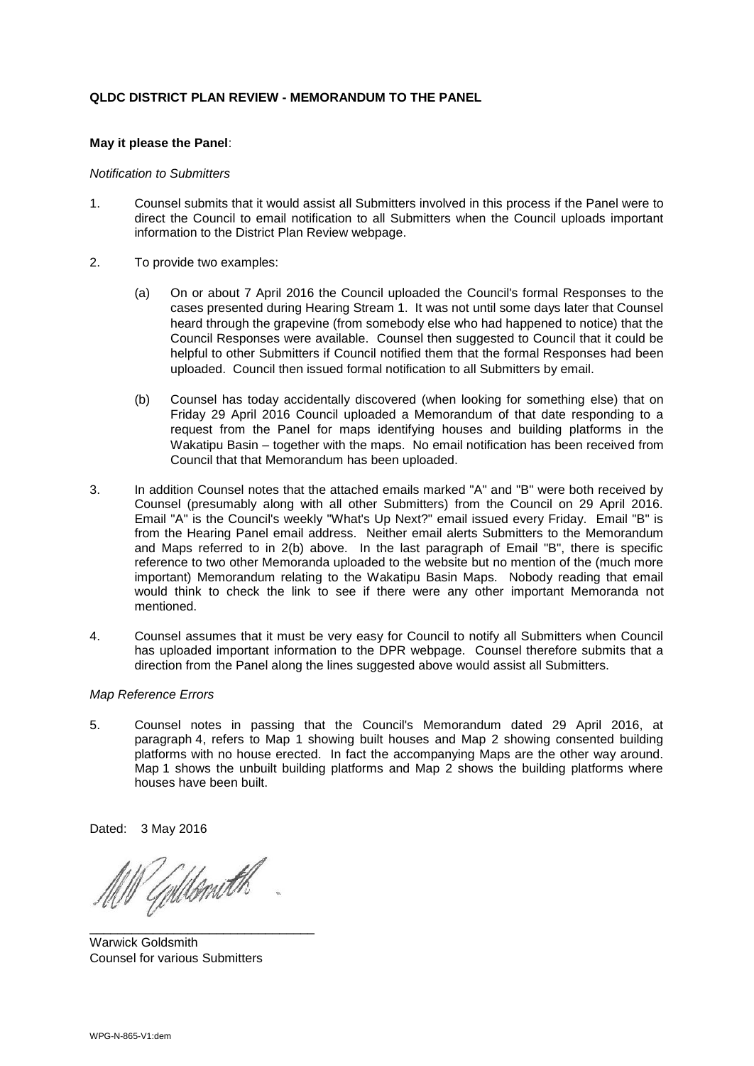**QLDC DISTRICT PLAN REVIEW - MEMORANDUM TO THE PANEL**

**May it please the Panel**:

*Notification to Submitters*

1. Counsel submits that it would assist all Submitters involved in this process if the Panel were to direct the Council to email notification to all Submitters when the Council uploads important information to the District Plan Review webpage.

2. To provide two examples:

   (a) On or about 7 April 2016 the Council uploaded the Council's formal Responses to the cases presented during Hearing Stream 1. It was not until some days later that Counsel heard through the grapevine (from somebody else who had happened to notice) that the Council Responses were available. Counsel then suggested to Council that it could be helpful to other Submitters if Council notified them that the formal Responses had been uploaded. Council then issued formal notification to all Submitters by email.

   (b) Counsel has today accidentally discovered (when looking for something else) that on Friday 29 April 2016 Council uploaded a Memorandum of that date responding to a request from the Panel for maps identifying houses and building platforms in the Wakatipu Basin – together with the maps. No email notification has been received from Council that that Memorandum has been uploaded.

3. In addition Counsel notes that the attached emails marked "A" and "B" were both received by Counsel (presumably along with all other Submitters) from the Council on 29 April 2016. Email "A" is the Council's weekly "What's Up Next?" email issued every Friday. Email "B" is from the Hearing Panel email address. Neither email alerts Submitters to the Memorandum and Maps referred to in 2(b) above. In the last paragraph of Email "B", there is specific reference to two other Memoranda uploaded to the website but no mention of the (much more important) Memorandum relating to the Wakatipu Basin Maps. Nobody reading that email would think to check the link to see if there were any other important Memoranda not mentioned.

4. Counsel assumes that it must be very easy for Council to notify all Submitters when Council has uploaded important information to the DPR webpage. Counsel therefore submits that a direction from the Panel along the lines suggested above would assist all Submitters.

*Map Reference Errors*

5. Counsel notes in passing that the Council's Memorandum dated 29 April 2016, at paragraph 4, refers to Map 1 showing built houses and Map 2 showing consented building platforms with no house erected. In fact the accompanying Maps are the other way around. Map 1 shows the unbuilt building platforms and Map 2 shows the building platforms where houses have been built.

Dated: 3 May 2016

\_\_\_\_\_\_\_\_\_\_\_\_\_\_\_\_\_\_\_\_\_\_\_\_\_\_\_\_\_\_\_\_

Warwick Goldsmith
Counsel for various Submitters

WPG-N-865-V1:dem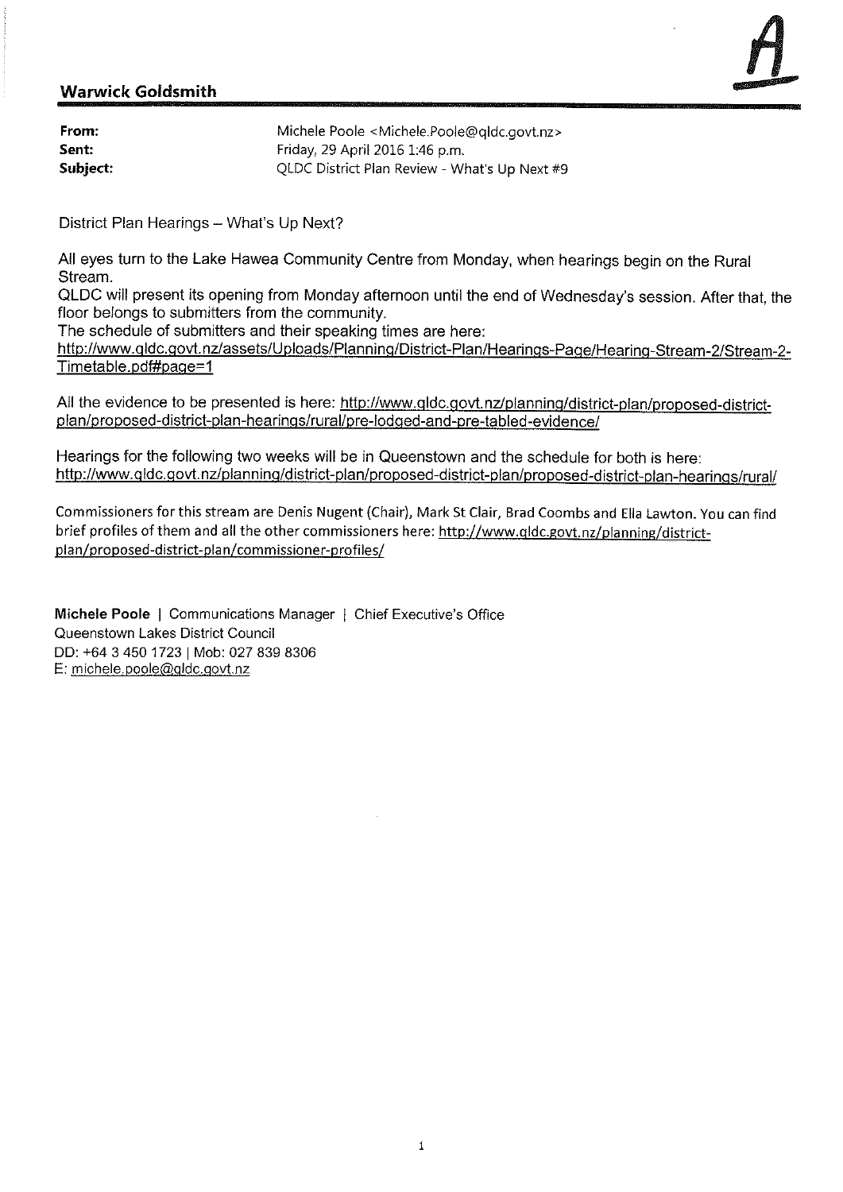**Warwick Goldsmith**

A

**From:** Michele Poole <Michele.Poole@qldc.govt.nz>
**Sent:** Friday, 29 April 2016 1:46 p.m.
**Subject:** QLDC District Plan Review - What's Up Next #9

District Plan Hearings – What's Up Next?

All eyes turn to the Lake Hawea Community Centre from Monday, when hearings begin on the Rural Stream.
QLDC will present its opening from Monday afternoon until the end of Wednesday's session. After that, the floor belongs to submitters from the community.
The schedule of submitters and their speaking times are here:
http://www.qldc.govt.nz/assets/Uploads/Planning/District-Plan/Hearings-Page/Hearing-Stream-2/Stream-2-Timetable.pdf#page=1

All the evidence to be presented is here: http://www.qldc.govt.nz/planning/district-plan/proposed-district-plan/proposed-district-plan-hearings/rural/pre-lodged-and-pre-tabled-evidence/

Hearings for the following two weeks will be in Queenstown and the schedule for both is here:
http://www.qldc.govt.nz/planning/district-plan/proposed-district-plan/proposed-district-plan-hearings/rural/

Commissioners for this stream are Denis Nugent (Chair), Mark St Clair, Brad Coombs and Ella Lawton. You can find brief profiles of them and all the other commissioners here: http://www.qldc.govt.nz/planning/district-plan/proposed-district-plan/commissioner-profiles/

**Michele Poole** | Communications Manager | Chief Executive's Office
Queenstown Lakes District Council
DD: +64 3 450 1723 | Mob: 027 839 8306
E: michele.poole@qldc.govt.nz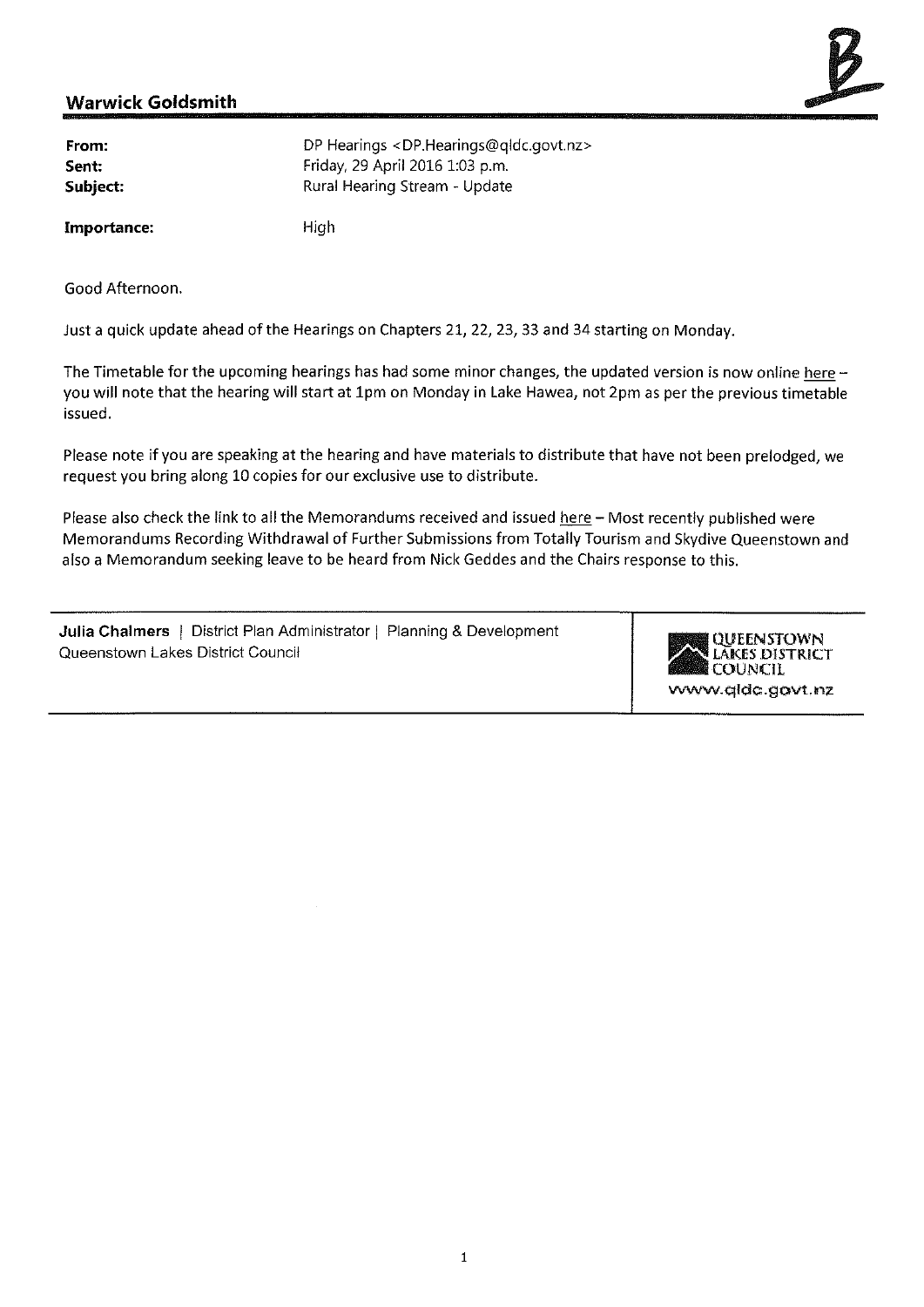**Warwick Goldsmith**

B

| | |
|---|---|
| **From:** | DP Hearings <DP.Hearings@qldc.govt.nz> |
| **Sent:** | Friday, 29 April 2016 1:03 p.m. |
| **Subject:** | Rural Hearing Stream - Update |
| **Importance:** | High |

Good Afternoon.

Just a quick update ahead of the Hearings on Chapters 21, 22, 23, 33 and 34 starting on Monday.

The Timetable for the upcoming hearings has had some minor changes, the updated version is now online here – you will note that the hearing will start at 1pm on Monday in Lake Hawea, not 2pm as per the previous timetable issued.

Please note if you are speaking at the hearing and have materials to distribute that have not been prelodged, we request you bring along 10 copies for our exclusive use to distribute.

Please also check the link to all the Memorandums received and issued here – Most recently published were Memorandums Recording Withdrawal of Further Submissions from Totally Tourism and Skydive Queenstown and also a Memorandum seeking leave to be heard from Nick Geddes and the Chairs response to this.

**Julia Chalmers** | District Plan Administrator | Planning & Development
Queenstown Lakes District Council

QUEENSTOWN LAKES DISTRICT COUNCIL
www.qldc.govt.nz